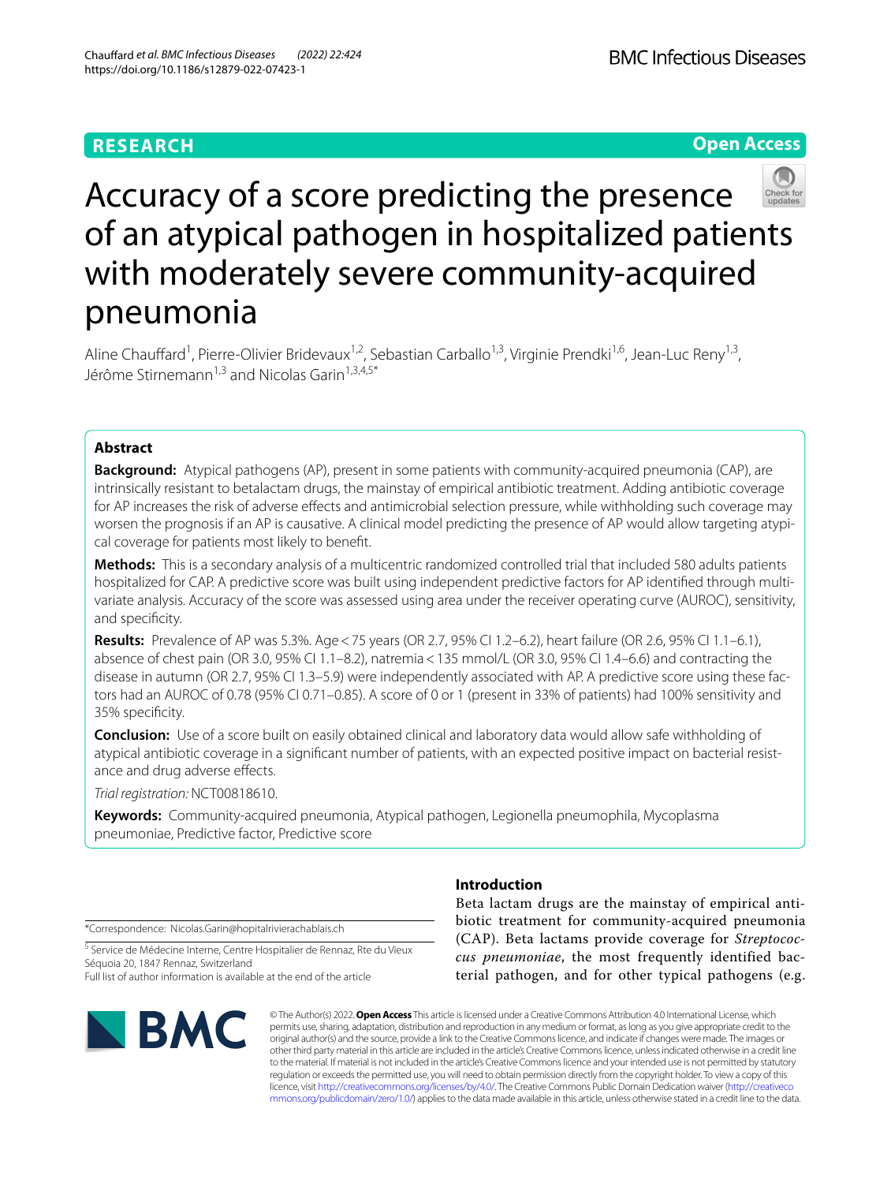RESEARCH

Open Access

# Accuracy of a score predicting the presence of an atypical pathogen in hospitalized patients with moderately severe community-acquired pneumonia

Aline Chauffard[1], Pierre-Olivier Bridevaux[1,2], Sebastian Carballo[1,3], Virginie Prendki[1,6], Jean-Luc Reny[1,3], Jérôme Stirnemann[1,3] and Nicolas Garin[1,3,4,5*]

## Abstract

**Background:** Atypical pathogens (AP), present in some patients with community-acquired pneumonia (CAP), are intrinsically resistant to betalactam drugs, the mainstay of empirical antibiotic treatment. Adding antibiotic coverage for AP increases the risk of adverse effects and antimicrobial selection pressure, while withholding such coverage may worsen the prognosis if an AP is causative. A clinical model predicting the presence of AP would allow targeting atypical coverage for patients most likely to benefit.

**Methods:** This is a secondary analysis of a multicentric randomized controlled trial that included 580 adults patients hospitalized for CAP. A predictive score was built using independent predictive factors for AP identified through multivariate analysis. Accuracy of the score was assessed using area under the receiver operating curve (AUROC), sensitivity, and specificity.

**Results:** Prevalence of AP was 5.3%. Age < 75 years (OR 2.7, 95% CI 1.2–6.2), heart failure (OR 2.6, 95% CI 1.1–6.1), absence of chest pain (OR 3.0, 95% CI 1.1–8.2), natremia < 135 mmol/L (OR 3.0, 95% CI 1.4–6.6) and contracting the disease in autumn (OR 2.7, 95% CI 1.3–5.9) were independently associated with AP. A predictive score using these factors had an AUROC of 0.78 (95% CI 0.71–0.85). A score of 0 or 1 (present in 33% of patients) had 100% sensitivity and 35% specificity.

**Conclusion:** Use of a score built on easily obtained clinical and laboratory data would allow safe withholding of atypical antibiotic coverage in a significant number of patients, with an expected positive impact on bacterial resistance and drug adverse effects.

*Trial registration:* NCT00818610.

**Keywords:** Community-acquired pneumonia, Atypical pathogen, Legionella pneumophila, Mycoplasma pneumoniae, Predictive factor, Predictive score

*Correspondence: Nicolas.Garin@hopitalrivierachablais.ch

[5] Service de Médecine Interne, Centre Hospitalier de Rennaz, Rte du Vieux Séquoia 20, 1847 Rennaz, Switzerland

Full list of author information is available at the end of the article

## Introduction

Beta lactam drugs are the mainstay of empirical antibiotic treatment for community-acquired pneumonia (CAP). Beta lactams provide coverage for *Streptococcus pneumoniae*, the most frequently identified bacterial pathogen, and for other typical pathogens (e.g.

© The Author(s) 2022. **Open Access** This article is licensed under a Creative Commons Attribution 4.0 International License, which permits use, sharing, adaptation, distribution and reproduction in any medium or format, as long as you give appropriate credit to the original author(s) and the source, provide a link to the Creative Commons licence, and indicate if changes were made. The images or other third party material in this article are included in the article's Creative Commons licence, unless indicated otherwise in a credit line to the material. If material is not included in the article's Creative Commons licence and your intended use is not permitted by statutory regulation or exceeds the permitted use, you will need to obtain permission directly from the copyright holder. To view a copy of this licence, visit http://creativecommons.org/licenses/by/4.0/. The Creative Commons Public Domain Dedication waiver (http://creativecommons.org/publicdomain/zero/1.0/) applies to the data made available in this article, unless otherwise stated in a credit line to the data.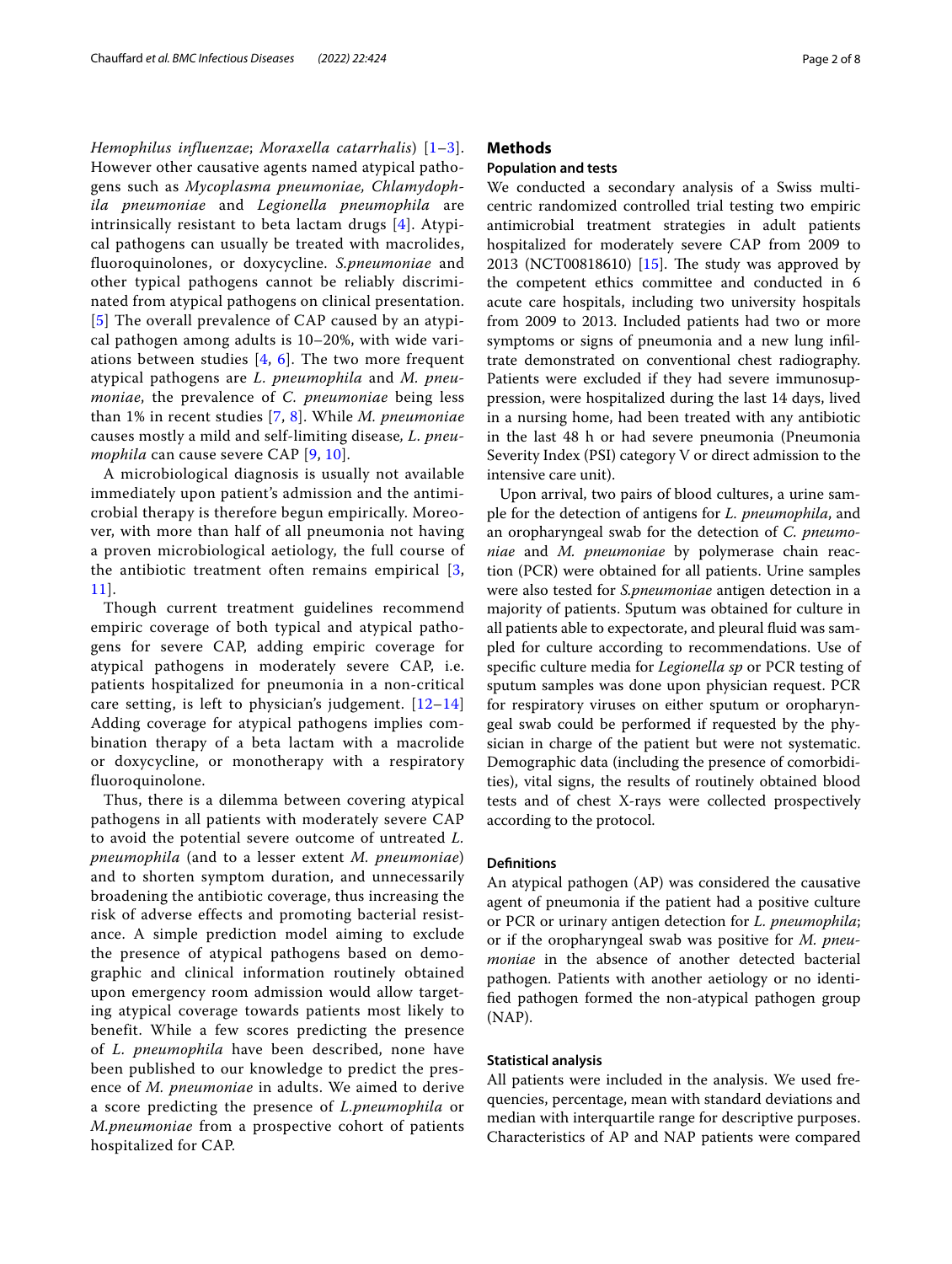*Hemophilus influenzae*; *Moraxella catarrhalis*) [1–3]. However other causative agents named atypical pathogens such as *Mycoplasma pneumoniae, Chlamydophila pneumoniae* and *Legionella pneumophila* are intrinsically resistant to beta lactam drugs [4]. Atypical pathogens can usually be treated with macrolides, fluoroquinolones, or doxycycline. *S.pneumoniae* and other typical pathogens cannot be reliably discriminated from atypical pathogens on clinical presentation. [5] The overall prevalence of CAP caused by an atypical pathogen among adults is 10–20%, with wide variations between studies [4, 6]. The two more frequent atypical pathogens are *L. pneumophila* and *M. pneumoniae*, the prevalence of *C. pneumoniae* being less than 1% in recent studies [7, 8]. While *M. pneumoniae* causes mostly a mild and self-limiting disease, *L. pneumophila* can cause severe CAP [9, 10].

A microbiological diagnosis is usually not available immediately upon patient's admission and the antimicrobial therapy is therefore begun empirically. Moreover, with more than half of all pneumonia not having a proven microbiological aetiology, the full course of the antibiotic treatment often remains empirical [3, 11].

Though current treatment guidelines recommend empiric coverage of both typical and atypical pathogens for severe CAP, adding empiric coverage for atypical pathogens in moderately severe CAP, i.e. patients hospitalized for pneumonia in a non-critical care setting, is left to physician's judgement. [12–14] Adding coverage for atypical pathogens implies combination therapy of a beta lactam with a macrolide or doxycycline, or monotherapy with a respiratory fluoroquinolone.

Thus, there is a dilemma between covering atypical pathogens in all patients with moderately severe CAP to avoid the potential severe outcome of untreated *L. pneumophila* (and to a lesser extent *M. pneumoniae*) and to shorten symptom duration, and unnecessarily broadening the antibiotic coverage, thus increasing the risk of adverse effects and promoting bacterial resistance. A simple prediction model aiming to exclude the presence of atypical pathogens based on demographic and clinical information routinely obtained upon emergency room admission would allow targeting atypical coverage towards patients most likely to benefit. While a few scores predicting the presence of *L. pneumophila* have been described, none have been published to our knowledge to predict the presence of *M. pneumoniae* in adults. We aimed to derive a score predicting the presence of *L.pneumophila* or *M.pneumoniae* from a prospective cohort of patients hospitalized for CAP.

## Methods

### Population and tests

We conducted a secondary analysis of a Swiss multicentric randomized controlled trial testing two empiric antimicrobial treatment strategies in adult patients hospitalized for moderately severe CAP from 2009 to 2013 (NCT00818610) [15]. The study was approved by the competent ethics committee and conducted in 6 acute care hospitals, including two university hospitals from 2009 to 2013. Included patients had two or more symptoms or signs of pneumonia and a new lung infiltrate demonstrated on conventional chest radiography. Patients were excluded if they had severe immunosuppression, were hospitalized during the last 14 days, lived in a nursing home, had been treated with any antibiotic in the last 48 h or had severe pneumonia (Pneumonia Severity Index (PSI) category V or direct admission to the intensive care unit).

Upon arrival, two pairs of blood cultures, a urine sample for the detection of antigens for *L. pneumophila*, and an oropharyngeal swab for the detection of *C. pneumoniae* and *M. pneumoniae* by polymerase chain reaction (PCR) were obtained for all patients. Urine samples were also tested for *S.pneumoniae* antigen detection in a majority of patients. Sputum was obtained for culture in all patients able to expectorate, and pleural fluid was sampled for culture according to recommendations. Use of specific culture media for *Legionella sp* or PCR testing of sputum samples was done upon physician request. PCR for respiratory viruses on either sputum or oropharyngeal swab could be performed if requested by the physician in charge of the patient but were not systematic. Demographic data (including the presence of comorbidities), vital signs, the results of routinely obtained blood tests and of chest X-rays were collected prospectively according to the protocol.

### Definitions

An atypical pathogen (AP) was considered the causative agent of pneumonia if the patient had a positive culture or PCR or urinary antigen detection for *L. pneumophila*; or if the oropharyngeal swab was positive for *M. pneumoniae* in the absence of another detected bacterial pathogen. Patients with another aetiology or no identified pathogen formed the non-atypical pathogen group (NAP).

### Statistical analysis

All patients were included in the analysis. We used frequencies, percentage, mean with standard deviations and median with interquartile range for descriptive purposes. Characteristics of AP and NAP patients were compared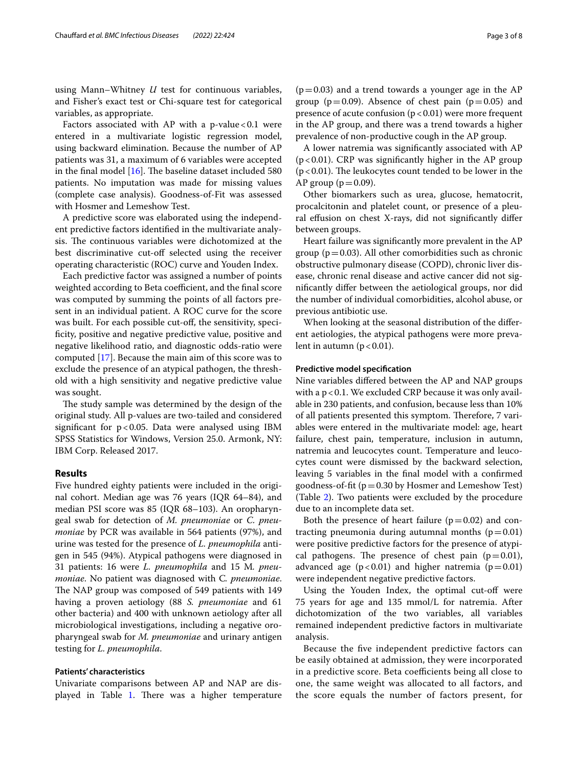using Mann–Whitney *U* test for continuous variables, and Fisher's exact test or Chi-square test for categorical variables, as appropriate.

Factors associated with AP with a p-value < 0.1 were entered in a multivariate logistic regression model, using backward elimination. Because the number of AP patients was 31, a maximum of 6 variables were accepted in the final model [16]. The baseline dataset included 580 patients. No imputation was made for missing values (complete case analysis). Goodness-of-Fit was assessed with Hosmer and Lemeshow Test.

A predictive score was elaborated using the independent predictive factors identified in the multivariate analysis. The continuous variables were dichotomized at the best discriminative cut-off selected using the receiver operating characteristic (ROC) curve and Youden Index.

Each predictive factor was assigned a number of points weighted according to Beta coefficient, and the final score was computed by summing the points of all factors present in an individual patient. A ROC curve for the score was built. For each possible cut-off, the sensitivity, specificity, positive and negative predictive value, positive and negative likelihood ratio, and diagnostic odds-ratio were computed [17]. Because the main aim of this score was to exclude the presence of an atypical pathogen, the threshold with a high sensitivity and negative predictive value was sought.

The study sample was determined by the design of the original study. All p-values are two-tailed and considered significant for p < 0.05. Data were analysed using IBM SPSS Statistics for Windows, Version 25.0. Armonk, NY: IBM Corp. Released 2017.

## Results

Five hundred eighty patients were included in the original cohort. Median age was 76 years (IQR 64–84), and median PSI score was 85 (IQR 68–103). An oropharyngeal swab for detection of *M. pneumoniae* or *C. pneumoniae* by PCR was available in 564 patients (97%), and urine was tested for the presence of *L. pneumophila* antigen in 545 (94%). Atypical pathogens were diagnosed in 31 patients: 16 were *L. pneumophila* and 15 M*. pneumoniae*. No patient was diagnosed with C*. pneumoniae*. The NAP group was composed of 549 patients with 149 having a proven aetiology (88 *S. pneumoniae* and 61 other bacteria) and 400 with unknown aetiology after all microbiological investigations, including a negative oropharyngeal swab for *M. pneumoniae* and urinary antigen testing for *L. pneumophila*.

### Patients' characteristics

Univariate comparisons between AP and NAP are displayed in Table 1. There was a higher temperature (p = 0.03) and a trend towards a younger age in the AP group (p = 0.09). Absence of chest pain (p = 0.05) and presence of acute confusion (p < 0.01) were more frequent in the AP group, and there was a trend towards a higher prevalence of non-productive cough in the AP group.

A lower natremia was significantly associated with AP (p < 0.01). CRP was significantly higher in the AP group (p < 0.01). The leukocytes count tended to be lower in the AP group (p = 0.09).

Other biomarkers such as urea, glucose, hematocrit, procalcitonin and platelet count, or presence of a pleural effusion on chest X-rays, did not significantly differ between groups.

Heart failure was significantly more prevalent in the AP group (p = 0.03). All other comorbidities such as chronic obstructive pulmonary disease (COPD), chronic liver disease, chronic renal disease and active cancer did not significantly differ between the aetiological groups, nor did the number of individual comorbidities, alcohol abuse, or previous antibiotic use.

When looking at the seasonal distribution of the different aetiologies, the atypical pathogens were more prevalent in autumn (p < 0.01).

### Predictive model specification

Nine variables differed between the AP and NAP groups with a p < 0.1. We excluded CRP because it was only available in 230 patients, and confusion, because less than 10% of all patients presented this symptom. Therefore, 7 variables were entered in the multivariate model: age, heart failure, chest pain, temperature, inclusion in autumn, natremia and leucocytes count. Temperature and leucocytes count were dismissed by the backward selection, leaving 5 variables in the final model with a confirmed goodness-of-fit (p = 0.30 by Hosmer and Lemeshow Test) (Table 2). Two patients were excluded by the procedure due to an incomplete data set.

Both the presence of heart failure (p = 0.02) and contracting pneumonia during autumnal months (p = 0.01) were positive predictive factors for the presence of atypical pathogens. The presence of chest pain (p = 0.01), advanced age (p < 0.01) and higher natremia (p = 0.01) were independent negative predictive factors.

Using the Youden Index, the optimal cut-off were 75 years for age and 135 mmol/L for natremia. After dichotomization of the two variables, all variables remained independent predictive factors in multivariate analysis.

Because the five independent predictive factors can be easily obtained at admission, they were incorporated in a predictive score. Beta coefficients being all close to one, the same weight was allocated to all factors, and the score equals the number of factors present, for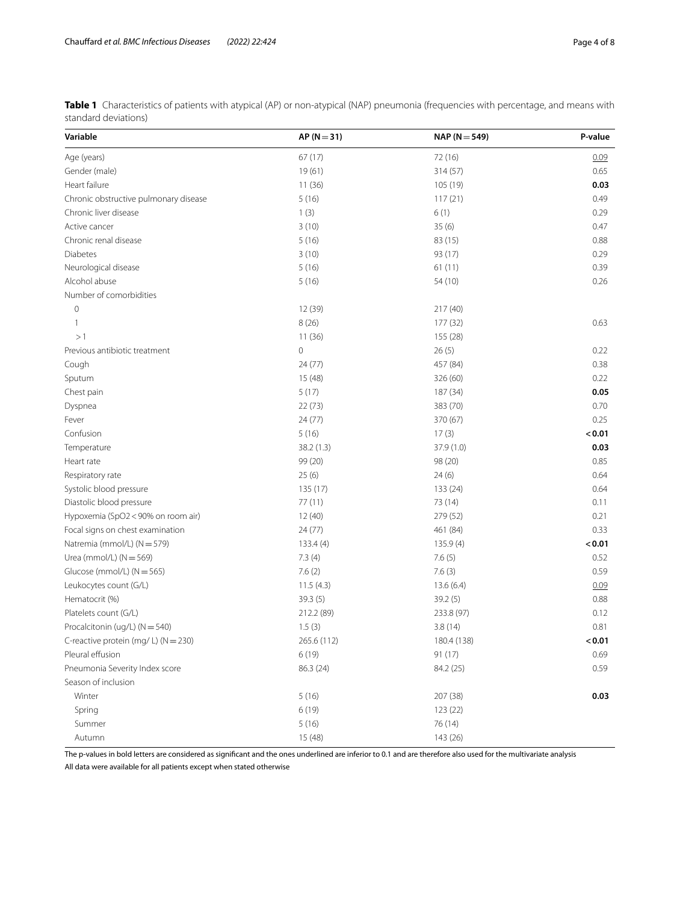**Table 1** Characteristics of patients with atypical (AP) or non-atypical (NAP) pneumonia (frequencies with percentage, and means with standard deviations)

| Variable | AP (N = 31) | NAP (N = 549) | P-value |
|---|---|---|---|
| Age (years) | 67 (17) | 72 (16) | <u>0.09</u> |
| Gender (male) | 19 (61) | 314 (57) | 0.65 |
| Heart failure | 11 (36) | 105 (19) | **0.03** |
| Chronic obstructive pulmonary disease | 5 (16) | 117 (21) | 0.49 |
| Chronic liver disease | 1 (3) | 6 (1) | 0.29 |
| Active cancer | 3 (10) | 35 (6) | 0.47 |
| Chronic renal disease | 5 (16) | 83 (15) | 0.88 |
| Diabetes | 3 (10) | 93 (17) | 0.29 |
| Neurological disease | 5 (16) | 61 (11) | 0.39 |
| Alcohol abuse | 5 (16) | 54 (10) | 0.26 |
| Number of comorbidities | | | |
| 0 | 12 (39) | 217 (40) | |
| 1 | 8 (26) | 177 (32) | 0.63 |
| > 1 | 11 (36) | 155 (28) | |
| Previous antibiotic treatment | 0 | 26 (5) | 0.22 |
| Cough | 24 (77) | 457 (84) | 0.38 |
| Sputum | 15 (48) | 326 (60) | 0.22 |
| Chest pain | 5 (17) | 187 (34) | **0.05** |
| Dyspnea | 22 (73) | 383 (70) | 0.70 |
| Fever | 24 (77) | 370 (67) | 0.25 |
| Confusion | 5 (16) | 17 (3) | **< 0.01** |
| Temperature | 38.2 (1.3) | 37.9 (1.0) | **0.03** |
| Heart rate | 99 (20) | 98 (20) | 0.85 |
| Respiratory rate | 25 (6) | 24 (6) | 0.64 |
| Systolic blood pressure | 135 (17) | 133 (24) | 0.64 |
| Diastolic blood pressure | 77 (11) | 73 (14) | 0.11 |
| Hypoxemia ($SpO_2$ < 90% on room air) | 12 (40) | 279 (52) | 0.21 |
| Focal signs on chest examination | 24 (77) | 461 (84) | 0.33 |
| Natremia (mmol/L) (N = 579) | 133.4 (4) | 135.9 (4) | **< 0.01** |
| Urea (mmol/L) (N = 569) | 7.3 (4) | 7.6 (5) | 0.52 |
| Glucose (mmol/L) (N = 565) | 7.6 (2) | 7.6 (3) | 0.59 |
| Leukocytes count (G/L) | 11.5 (4.3) | 13.6 (6.4) | <u>0.09</u> |
| Hematocrit (%) | 39.3 (5) | 39.2 (5) | 0.88 |
| Platelets count (G/L) | 212.2 (89) | 233.8 (97) | 0.12 |
| Procalcitonin (ug/L) (N = 540) | 1.5 (3) | 3.8 (14) | 0.81 |
| C-reactive protein (mg/ L) (N = 230) | 265.6 (112) | 180.4 (138) | **< 0.01** |
| Pleural effusion | 6 (19) | 91 (17) | 0.69 |
| Pneumonia Severity Index score | 86.3 (24) | 84.2 (25) | 0.59 |
| Season of inclusion | | | |
| Winter | 5 (16) | 207 (38) | **0.03** |
| Spring | 6 (19) | 123 (22) | |
| Summer | 5 (16) | 76 (14) | |
| Autumn | 15 (48) | 143 (26) | |

The p-values in bold letters are considered as significant and the ones underlined are inferior to 0.1 and are therefore also used for the multivariate analysis

All data were available for all patients except when stated otherwise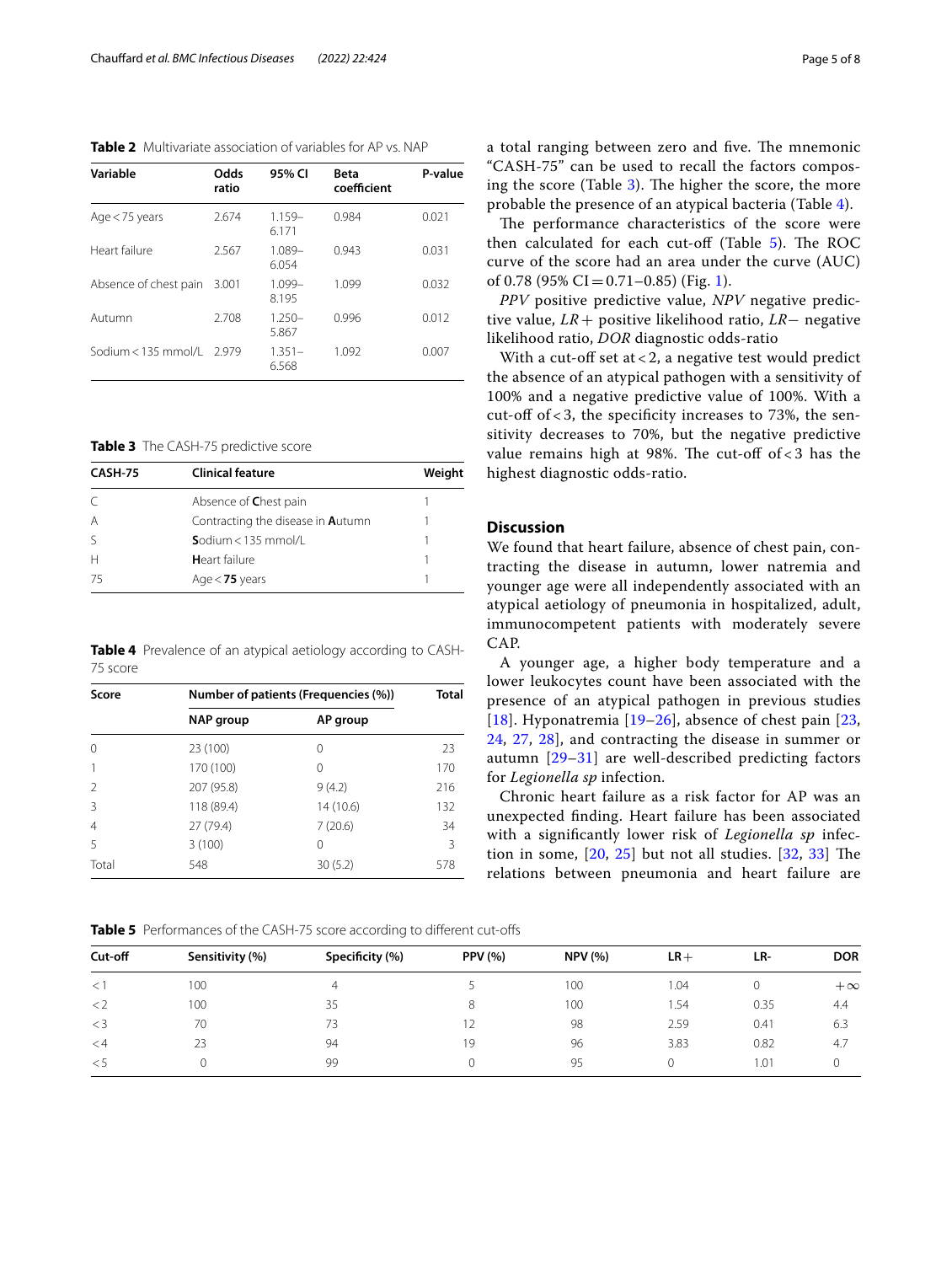**Table 2** Multivariate association of variables for AP vs. NAP

| Variable | Odds ratio | 95% CI | Beta coefficient | P-value |
|---|---|---|---|---|
| Age < 75 years | 2.674 | 1.159–6.171 | 0.984 | 0.021 |
| Heart failure | 2.567 | 1.089–6.054 | 0.943 | 0.031 |
| Absence of chest pain | 3.001 | 1.099–8.195 | 1.099 | 0.032 |
| Autumn | 2.708 | 1.250–5.867 | 0.996 | 0.012 |
| Sodium < 135 mmol/L | 2.979 | 1.351–6.568 | 1.092 | 0.007 |

**Table 3** The CASH-75 predictive score

| CASH-75 | Clinical feature | Weight |
|---|---|---|
| C | Absence of **C**hest pain | 1 |
| A | Contracting the disease in **A**utumn | 1 |
| S | **S**odium < 135 mmol/L | 1 |
| H | **H**eart failure | 1 |
| 75 | Age < **75** years | 1 |

**Table 4** Prevalence of an atypical aetiology according to CASH-75 score

| Score | Number of patients (Frequencies (%)) | | Total |
|---|---|---|---|
| | NAP group | AP group | |
| 0 | 23 (100) | 0 | 23 |
| 1 | 170 (100) | 0 | 170 |
| 2 | 207 (95.8) | 9 (4.2) | 216 |
| 3 | 118 (89.4) | 14 (10.6) | 132 |
| 4 | 27 (79.4) | 7 (20.6) | 34 |
| 5 | 3 (100) | 0 | 3 |
| Total | 548 | 30 (5.2) | 578 |

a total ranging between zero and five. The mnemonic "CASH-75" can be used to recall the factors composing the score (Table 3). The higher the score, the more probable the presence of an atypical bacteria (Table 4).

The performance characteristics of the score were then calculated for each cut-off (Table 5). The ROC curve of the score had an area under the curve (AUC) of 0.78 (95% CI = 0.71–0.85) (Fig. 1).

*PPV* positive predictive value, *NPV* negative predictive value, *LR+* positive likelihood ratio, *LR−* negative likelihood ratio, *DOR* diagnostic odds-ratio

With a cut-off set at < 2, a negative test would predict the absence of an atypical pathogen with a sensitivity of 100% and a negative predictive value of 100%. With a cut-off of < 3, the specificity increases to 73%, the sensitivity decreases to 70%, but the negative predictive value remains high at 98%. The cut-off of < 3 has the highest diagnostic odds-ratio.

## Discussion

We found that heart failure, absence of chest pain, contracting the disease in autumn, lower natremia and younger age were all independently associated with an atypical aetiology of pneumonia in hospitalized, adult, immunocompetent patients with moderately severe CAP.

A younger age, a higher body temperature and a lower leukocytes count have been associated with the presence of an atypical pathogen in previous studies [18]. Hyponatremia [19–26], absence of chest pain [23, 24, 27, 28], and contracting the disease in summer or autumn [29–31] are well-described predicting factors for *Legionella sp* infection.

Chronic heart failure as a risk factor for AP was an unexpected finding. Heart failure has been associated with a significantly lower risk of *Legionella sp* infection in some, [20, 25] but not all studies. [32, 33] The relations between pneumonia and heart failure are

**Table 5** Performances of the CASH-75 score according to different cut-offs

| Cut-off | Sensitivity (%) | Specificity (%) | PPV (%) | NPV (%) | LR+ | LR- | DOR |
|---|---|---|---|---|---|---|---|
| < 1 | 100 | 4 | 5 | 100 | 1.04 | 0 | +∞ |
| < 2 | 100 | 35 | 8 | 100 | 1.54 | 0.35 | 4.4 |
| < 3 | 70 | 73 | 12 | 98 | 2.59 | 0.41 | 6.3 |
| < 4 | 23 | 94 | 19 | 96 | 3.83 | 0.82 | 4.7 |
| < 5 | 0 | 99 | 0 | 95 | 0 | 1.01 | 0 |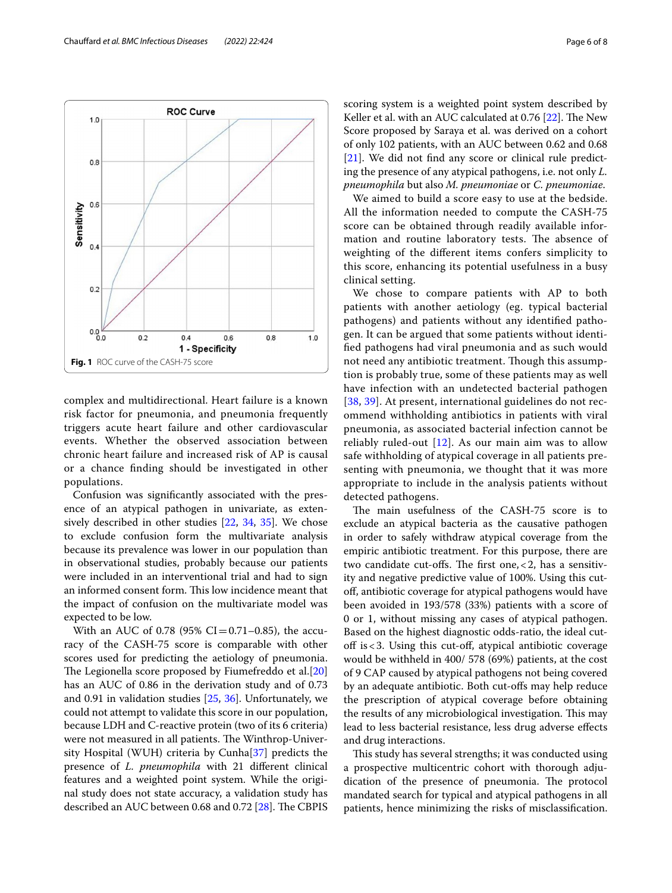**Fig. 1** ROC curve of the CASH-75 score

complex and multidirectional. Heart failure is a known risk factor for pneumonia, and pneumonia frequently triggers acute heart failure and other cardiovascular events. Whether the observed association between chronic heart failure and increased risk of AP is causal or a chance finding should be investigated in other populations.

Confusion was significantly associated with the presence of an atypical pathogen in univariate, as extensively described in other studies [22, 34, 35]. We chose to exclude confusion form the multivariate analysis because its prevalence was lower in our population than in observational studies, probably because our patients were included in an interventional trial and had to sign an informed consent form. This low incidence meant that the impact of confusion on the multivariate model was expected to be low.

With an AUC of 0.78 (95% CI = 0.71–0.85), the accuracy of the CASH-75 score is comparable with other scores used for predicting the aetiology of pneumonia. The Legionella score proposed by Fiumefreddo et al.[20] has an AUC of 0.86 in the derivation study and of 0.73 and 0.91 in validation studies [25, 36]. Unfortunately, we could not attempt to validate this score in our population, because LDH and C-reactive protein (two of its 6 criteria) were not measured in all patients. The Winthrop-University Hospital (WUH) criteria by Cunha[37] predicts the presence of *L. pneumophila* with 21 different clinical features and a weighted point system. While the original study does not state accuracy, a validation study has described an AUC between 0.68 and 0.72 [28]. The CBPIS scoring system is a weighted point system described by Keller et al. with an AUC calculated at 0.76 [22]. The New Score proposed by Saraya et al. was derived on a cohort of only 102 patients, with an AUC between 0.62 and 0.68 [21]. We did not find any score or clinical rule predicting the presence of any atypical pathogens, i.e. not only *L. pneumophila* but also *M. pneumoniae* or *C. pneumoniae*.

We aimed to build a score easy to use at the bedside. All the information needed to compute the CASH-75 score can be obtained through readily available information and routine laboratory tests. The absence of weighting of the different items confers simplicity to this score, enhancing its potential usefulness in a busy clinical setting.

We chose to compare patients with AP to both patients with another aetiology (eg. typical bacterial pathogens) and patients without any identified pathogen. It can be argued that some patients without identified pathogens had viral pneumonia and as such would not need any antibiotic treatment. Though this assumption is probably true, some of these patients may as well have infection with an undetected bacterial pathogen [38, 39]. At present, international guidelines do not recommend withholding antibiotics in patients with viral pneumonia, as associated bacterial infection cannot be reliably ruled-out [12]. As our main aim was to allow safe withholding of atypical coverage in all patients presenting with pneumonia, we thought that it was more appropriate to include in the analysis patients without detected pathogens.

The main usefulness of the CASH-75 score is to exclude an atypical bacteria as the causative pathogen in order to safely withdraw atypical coverage from the empiric antibiotic treatment. For this purpose, there are two candidate cut-offs. The first one, $<2$, has a sensitivity and negative predictive value of 100%. Using this cut-off, antibiotic coverage for atypical pathogens would have been avoided in 193/578 (33%) patients with a score of 0 or 1, without missing any cases of atypical pathogen. Based on the highest diagnostic odds-ratio, the ideal cut-off is $<3$. Using this cut-off, atypical antibiotic coverage would be withheld in 400/ 578 (69%) patients, at the cost of 9 CAP caused by atypical pathogens not being covered by an adequate antibiotic. Both cut-offs may help reduce the prescription of atypical coverage before obtaining the results of any microbiological investigation. This may lead to less bacterial resistance, less drug adverse effects and drug interactions.

This study has several strengths; it was conducted using a prospective multicentric cohort with thorough adjudication of the presence of pneumonia. The protocol mandated search for typical and atypical pathogens in all patients, hence minimizing the risks of misclassification.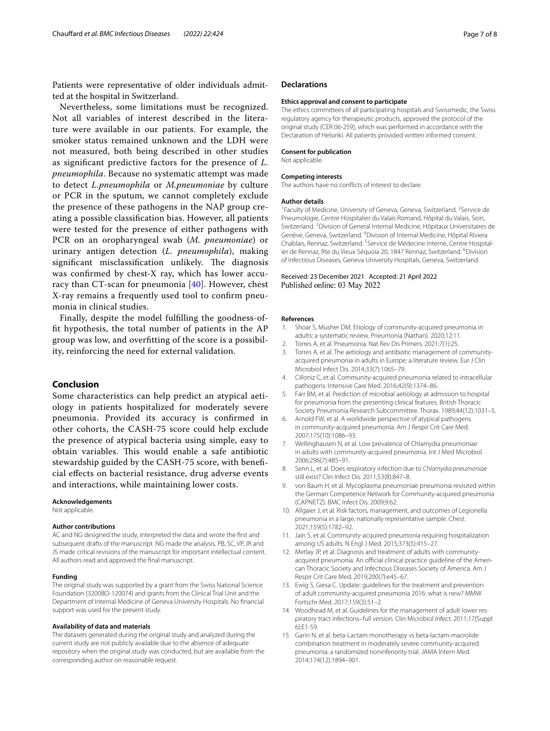Patients were representative of older individuals admitted at the hospital in Switzerland.

Nevertheless, some limitations must be recognized. Not all variables of interest described in the literature were available in our patients. For example, the smoker status remained unknown and the LDH were not measured, both being described in other studies as significant predictive factors for the presence of *L. pneumophila*. Because no systematic attempt was made to detect *L.pneumophila* or *M.pneumoniae* by culture or PCR in the sputum, we cannot completely exclude the presence of these pathogens in the NAP group creating a possible classification bias. However, all patients were tested for the presence of either pathogens with PCR on an oropharyngeal swab (*M. pneumoniae*) or urinary antigen detection (*L. pneumophila*), making significant misclassification unlikely. The diagnosis was confirmed by chest-X ray, which has lower accuracy than CT-scan for pneumonia [40]. However, chest X-ray remains a frequently used tool to confirm pneumonia in clinical studies.

Finally, despite the model fulfilling the goodness-of-fit hypothesis, the total number of patients in the AP group was low, and overfitting of the score is a possibility, reinforcing the need for external validation.

## Conclusion

Some characteristics can help predict an atypical aetiology in patients hospitalized for moderately severe pneumonia. Provided its accuracy is confirmed in other cohorts, the CASH-75 score could help exclude the presence of atypical bacteria using simple, easy to obtain variables. This would enable a safe antibiotic stewardship guided by the CASH-75 score, with beneficial effects on bacterial resistance, drug adverse events and interactions, while maintaining lower costs.

#### Acknowledgements

Not applicable.

#### Author contributions

AC and NG designed the study, interpreted the data and wrote the first and subsequent drafts of the manuscript. NG made the analysis. PB, SC, VP, JR and JS made critical revisions of the manuscript for important intellectual content. All authors read and approved the final manuscript.

#### Funding

The original study was supported by a grant from the Swiss National Science Foundation (3200BO-120074) and grants from the Clinical Trial Unit and the Department of Internal Medicine of Geneva University Hospitals. No financial support was used for the present study.

#### Availability of data and materials

The datasets generated during the original study and analyzed during the current study are not publicly available due to the absence of adequate repository when the original study was conducted, but are available from the corresponding author on reasonable request.

## Declarations

#### Ethics approval and consent to participate

The ethics committees of all participating hospitals and Swissmedic, the Swiss regulatory agency for therapeutic products, approved the protocol of the original study (CER 06-259), which was performed in accordance with the Declaration of Helsinki. All patients provided written informed consent.

#### Consent for publication

Not applicable.

#### Competing interests

The authors have no conflicts of interest to declare.

#### Author details

[1]Faculty of Medicine, University of Geneva, Geneva, Switzerland. [2]Service de Pneumologie, Centre Hospitalier du Valais Romand, Hôpital du Valais, Sion, Switzerland. [3]Division of General Internal Medicine, Hôpitaux Universitaires de Genève, Geneva, Switzerland. [4]Division of Internal Medicine, Hôpital Riviera Chablais, Rennaz, Switzerland. [5]Service de Médecine Interne, Centre Hospitalier de Rennaz, Rte du Vieux Séquoia 20, 1847 Rennaz, Switzerland. [6]Division of Infectious Diseases, Geneva University Hospitals, Geneva, Switzerland.

Received: 23 December 2021 Accepted: 21 April 2022
Published online: 03 May 2022

#### References

1. Shoar S, Musher DM. Etiology of community-acquired pneumonia in adults: a systematic review. Pneumonia (Nathan). 2020;12:11.
2. Torres A, et al. Pneumonia. Nat Rev Dis Primers. 2021;7(1):25.
3. Torres A, et al. The aetiology and antibiotic management of community-acquired pneumonia in adults in Europe: a literature review. Eur J Clin Microbiol Infect Dis. 2014;33(7):1065–79.
4. Cilloniz C, et al. Community-acquired pneumonia related to intracellular pathogens. Intensive Care Med. 2016;42(9):1374–86.
5. Farr BM, et al. Prediction of microbial aetiology at admission to hospital for pneumonia from the presenting clinical features. British Thoracic Society Pneumonia Research Subcommittee. Thorax. 1989;44(12):1031–5.
6. Arnold FW, et al. A worldwide perspective of atypical pathogens in community-acquired pneumonia. Am J Respir Crit Care Med. 2007;175(10):1086–93.
7. Wellinghausen N, et al. Low prevalence of Chlamydia pneumoniae in adults with community-acquired pneumonia. Int J Med Microbiol. 2006;296(7):485–91.
8. Senn L, et al. Does respiratory infection due to *Chlamydia pneumoniae* still exist? Clin Infect Dis. 2011;53(8):847–8.
9. von Baum H, et al. Mycoplasma pneumoniae pneumonia revisited within the German Competence Network for Community-acquired pneumonia (CAPNETZ). BMC Infect Dis. 2009;9:62.
10. Allgaier J, et al. Risk factors, management, and outcomes of Legionella pneumonia in a large, nationally representative sample. Chest. 2021;159(5):1782–92.
11. Jain S, et al. Community-acquired pneumonia requiring hospitalization among US adults. N Engl J Med. 2015;373(5):415–27.
12. Metlay JP, et al. Diagnosis and treatment of adults with community-acquired pneumonia. An official clinical practice guideline of the American Thoracic Society and Infectious Diseases Society of America. Am J Respir Crit Care Med. 2019;200(7):e45–67.
13. Ewig S, Giesa C. Update: guidelines for the treatment and prevention of adult community-acquired pneumonia 2016: what is new? MMW Fortschr Med. 2017;159(3):51–2.
14. Woodhead M, et al. Guidelines for the management of adult lower respiratory tract infections–full version. Clin Microbiol Infect. 2011;17(Suppl 6):E1-59.
15. Garin N, et al. beta-Lactam monotherapy vs beta-lactam-macrolide combination treatment in moderately severe community-acquired pneumonia: a randomized noninferiority trial. JAMA Intern Med. 2014;174(12):1894–901.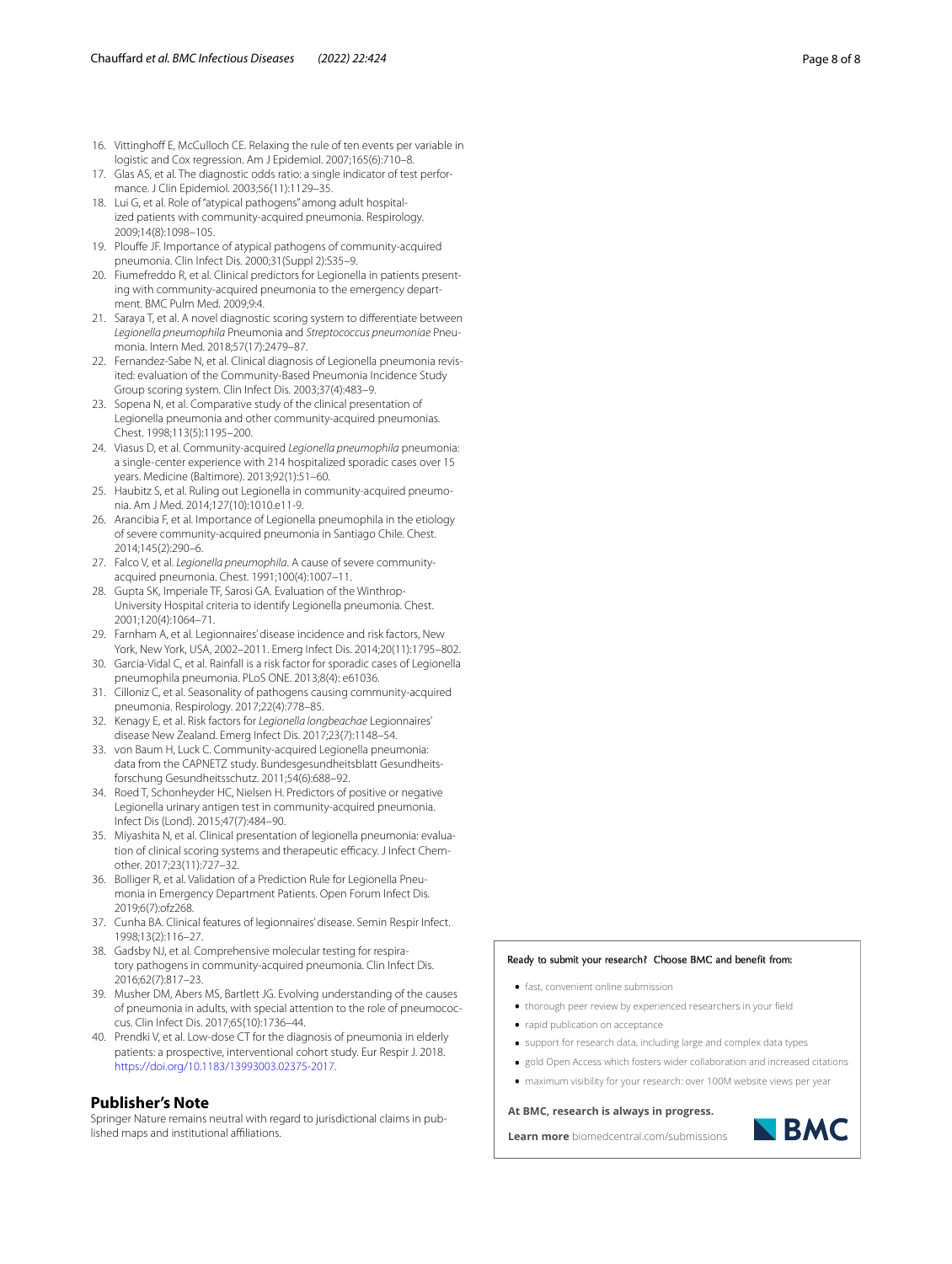16. Vittinghoff E, McCulloch CE. Relaxing the rule of ten events per variable in logistic and Cox regression. Am J Epidemiol. 2007;165(6):710–8.
17. Glas AS, et al. The diagnostic odds ratio: a single indicator of test performance. J Clin Epidemiol. 2003;56(11):1129–35.
18. Lui G, et al. Role of "atypical pathogens" among adult hospitalized patients with community-acquired pneumonia. Respirology. 2009;14(8):1098–105.
19. Plouffe JF. Importance of atypical pathogens of community-acquired pneumonia. Clin Infect Dis. 2000;31(Suppl 2):S35–9.
20. Fiumefreddo R, et al. Clinical predictors for Legionella in patients presenting with community-acquired pneumonia to the emergency department. BMC Pulm Med. 2009;9:4.
21. Saraya T, et al. A novel diagnostic scoring system to differentiate between *Legionella pneumophila* Pneumonia and *Streptococcus pneumoniae* Pneumonia. Intern Med. 2018;57(17):2479–87.
22. Fernandez-Sabe N, et al. Clinical diagnosis of Legionella pneumonia revisited: evaluation of the Community-Based Pneumonia Incidence Study Group scoring system. Clin Infect Dis. 2003;37(4):483–9.
23. Sopena N, et al. Comparative study of the clinical presentation of Legionella pneumonia and other community-acquired pneumonias. Chest. 1998;113(5):1195–200.
24. Viasus D, et al. Community-acquired *Legionella pneumophila* pneumonia: a single-center experience with 214 hospitalized sporadic cases over 15 years. Medicine (Baltimore). 2013;92(1):51–60.
25. Haubitz S, et al. Ruling out Legionella in community-acquired pneumonia. Am J Med. 2014;127(10):1010.e11-9.
26. Arancibia F, et al. Importance of Legionella pneumophila in the etiology of severe community-acquired pneumonia in Santiago Chile. Chest. 2014;145(2):290–6.
27. Falco V, et al. *Legionella pneumophila*. A cause of severe community-acquired pneumonia. Chest. 1991;100(4):1007–11.
28. Gupta SK, Imperiale TF, Sarosi GA. Evaluation of the Winthrop-University Hospital criteria to identify Legionella pneumonia. Chest. 2001;120(4):1064–71.
29. Farnham A, et al. Legionnaires' disease incidence and risk factors, New York, New York, USA, 2002–2011. Emerg Infect Dis. 2014;20(11):1795–802.
30. Garcia-Vidal C, et al. Rainfall is a risk factor for sporadic cases of Legionella pneumophila pneumonia. PLoS ONE. 2013;8(4): e61036.
31. Cilloniz C, et al. Seasonality of pathogens causing community-acquired pneumonia. Respirology. 2017;22(4):778–85.
32. Kenagy E, et al. Risk factors for *Legionella longbeachae* Legionnaires' disease New Zealand. Emerg Infect Dis. 2017;23(7):1148–54.
33. von Baum H, Luck C. Community-acquired Legionella pneumonia: data from the CAPNETZ study. Bundesgesundheitsblatt Gesundheitsforschung Gesundheitsschutz. 2011;54(6):688–92.
34. Roed T, Schonheyder HC, Nielsen H. Predictors of positive or negative Legionella urinary antigen test in community-acquired pneumonia. Infect Dis (Lond). 2015;47(7):484–90.
35. Miyashita N, et al. Clinical presentation of legionella pneumonia: evaluation of clinical scoring systems and therapeutic efficacy. J Infect Chemother. 2017;23(11):727–32.
36. Bolliger R, et al. Validation of a Prediction Rule for Legionella Pneumonia in Emergency Department Patients. Open Forum Infect Dis. 2019;6(7):ofz268.
37. Cunha BA. Clinical features of legionnaires' disease. Semin Respir Infect. 1998;13(2):116–27.
38. Gadsby NJ, et al. Comprehensive molecular testing for respiratory pathogens in community-acquired pneumonia. Clin Infect Dis. 2016;62(7):817–23.
39. Musher DM, Abers MS, Bartlett JG. Evolving understanding of the causes of pneumonia in adults, with special attention to the role of pneumococcus. Clin Infect Dis. 2017;65(10):1736–44.
40. Prendki V, et al. Low-dose CT for the diagnosis of pneumonia in elderly patients: a prospective, interventional cohort study. Eur Respir J. 2018. https://doi.org/10.1183/13993003.02375-2017.

## Publisher's Note

Springer Nature remains neutral with regard to jurisdictional claims in published maps and institutional affiliations.

Ready to submit your research? Choose BMC and benefit from:

- fast, convenient online submission
- thorough peer review by experienced researchers in your field
- rapid publication on acceptance
- support for research data, including large and complex data types
- gold Open Access which fosters wider collaboration and increased citations
- maximum visibility for your research: over 100M website views per year

**At BMC, research is always in progress.**

**Learn more** biomedcentral.com/submissions

BMC